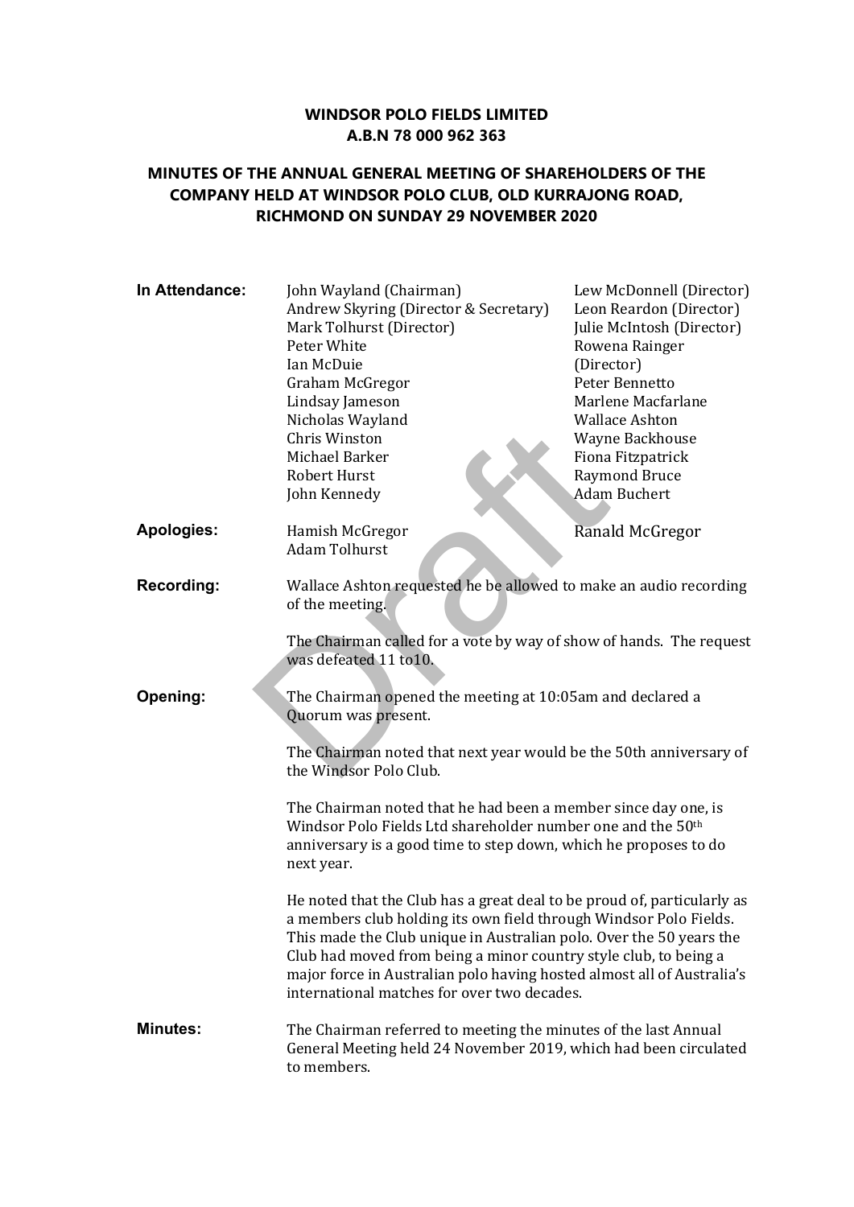**WINDSOR POLO FIELDS LIMITED**
**A.B.N 78 000 962 363**

**MINUTES OF THE ANNUAL GENERAL MEETING OF SHAREHOLDERS OF THE COMPANY HELD AT WINDSOR POLO CLUB, OLD KURRAJONG ROAD, RICHMOND ON SUNDAY 29 NOVEMBER 2020**

**In Attendance:**

| | |
|---|---|
| John Wayland (Chairman) | Lew McDonnell (Director) |
| Andrew Skyring (Director & Secretary) | Leon Reardon (Director) |
| Mark Tolhurst (Director) | Julie McIntosh (Director) |
| Peter White | Rowena Rainger (Director) |
| Ian McDuie | Peter Bennetto |
| Graham McGregor | Marlene Macfarlane |
| Lindsay Jameson | Wallace Ashton |
| Nicholas Wayland | Wayne Backhouse |
| Chris Winston | Fiona Fitzpatrick |
| Michael Barker | Raymond Bruce |
| Robert Hurst | Adam Buchert |
| John Kennedy | |

**Apologies:**

| | |
|---|---|
| Hamish McGregor | Ranald McGregor |
| Adam Tolhurst | |

**Recording:**

Wallace Ashton requested he be allowed to make an audio recording of the meeting.

The Chairman called for a vote by way of show of hands. The request was defeated 11 to10.

**Opening:**

The Chairman opened the meeting at 10:05am and declared a Quorum was present.

The Chairman noted that next year would be the 50th anniversary of the Windsor Polo Club.

The Chairman noted that he had been a member since day one, is Windsor Polo Fields Ltd shareholder number one and the 50th anniversary is a good time to step down, which he proposes to do next year.

He noted that the Club has a great deal to be proud of, particularly as a members club holding its own field through Windsor Polo Fields. This made the Club unique in Australian polo. Over the 50 years the Club had moved from being a minor country style club, to being a major force in Australian polo having hosted almost all of Australia's international matches for over two decades.

**Minutes:**

The Chairman referred to meeting the minutes of the last Annual General Meeting held 24 November 2019, which had been circulated to members.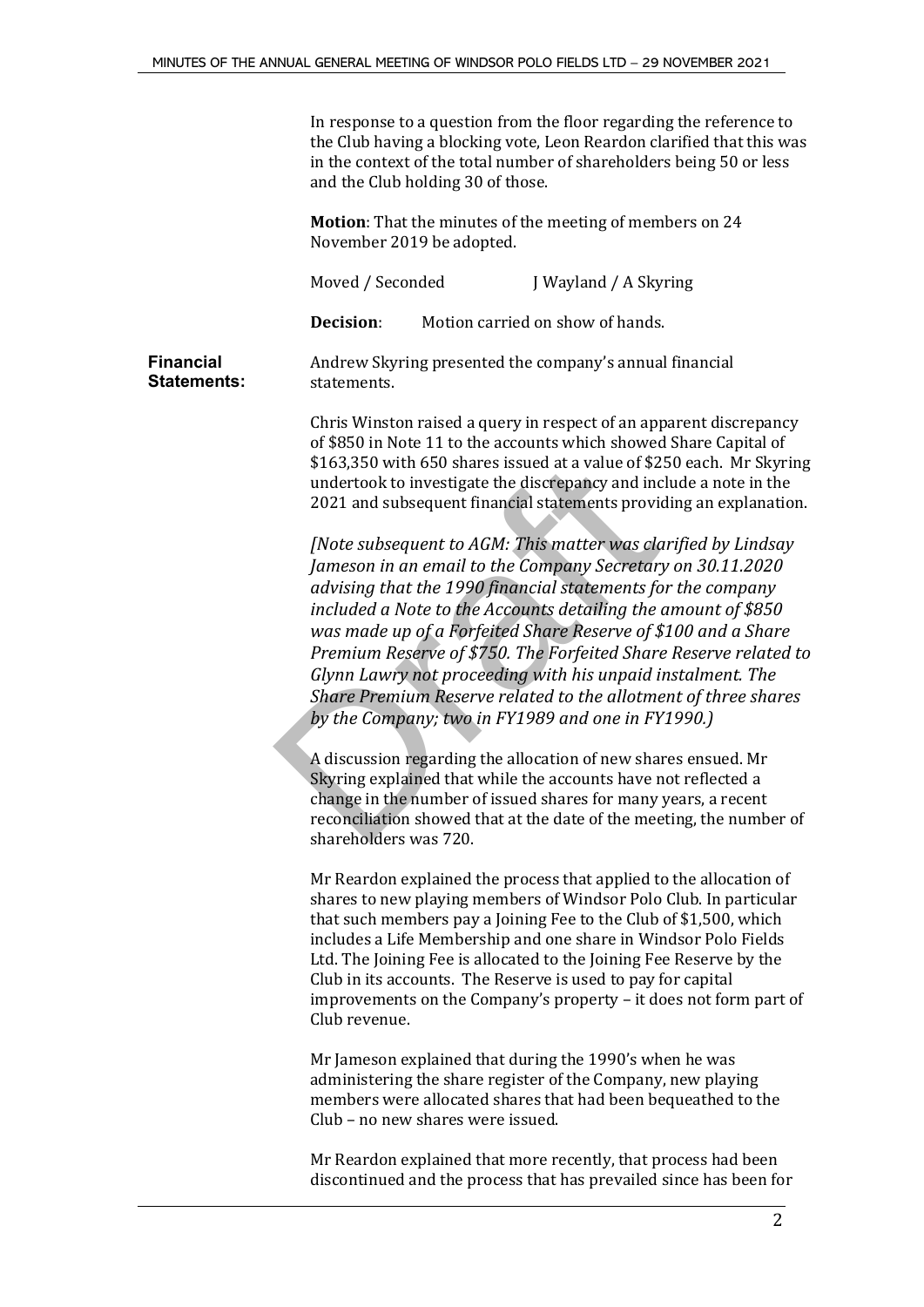In response to a question from the floor regarding the reference to the Club having a blocking vote, Leon Reardon clarified that this was in the context of the total number of shareholders being 50 or less and the Club holding 30 of those.

**Motion**: That the minutes of the meeting of members on 24 November 2019 be adopted.

Moved / Seconded J Wayland / A Skyring

**Decision**: Motion carried on show of hands.

**Financial Statements:**

Andrew Skyring presented the company's annual financial statements.

Chris Winston raised a query in respect of an apparent discrepancy of $850 in Note 11 to the accounts which showed Share Capital of $163,350 with 650 shares issued at a value of $250 each. Mr Skyring undertook to investigate the discrepancy and include a note in the 2021 and subsequent financial statements providing an explanation.

*[Note subsequent to AGM: This matter was clarified by Lindsay Jameson in an email to the Company Secretary on 30.11.2020 advising that the 1990 financial statements for the company included a Note to the Accounts detailing the amount of $850 was made up of a Forfeited Share Reserve of $100 and a Share Premium Reserve of $750. The Forfeited Share Reserve related to Glynn Lawry not proceeding with his unpaid instalment. The Share Premium Reserve related to the allotment of three shares by the Company; two in FY1989 and one in FY1990.)*

A discussion regarding the allocation of new shares ensued. Mr Skyring explained that while the accounts have not reflected a change in the number of issued shares for many years, a recent reconciliation showed that at the date of the meeting, the number of shareholders was 720.

Mr Reardon explained the process that applied to the allocation of shares to new playing members of Windsor Polo Club. In particular that such members pay a Joining Fee to the Club of $1,500, which includes a Life Membership and one share in Windsor Polo Fields Ltd. The Joining Fee is allocated to the Joining Fee Reserve by the Club in its accounts. The Reserve is used to pay for capital improvements on the Company's property – it does not form part of Club revenue.

Mr Jameson explained that during the 1990's when he was administering the share register of the Company, new playing members were allocated shares that had been bequeathed to the Club – no new shares were issued.

Mr Reardon explained that more recently, that process had been discontinued and the process that has prevailed since has been for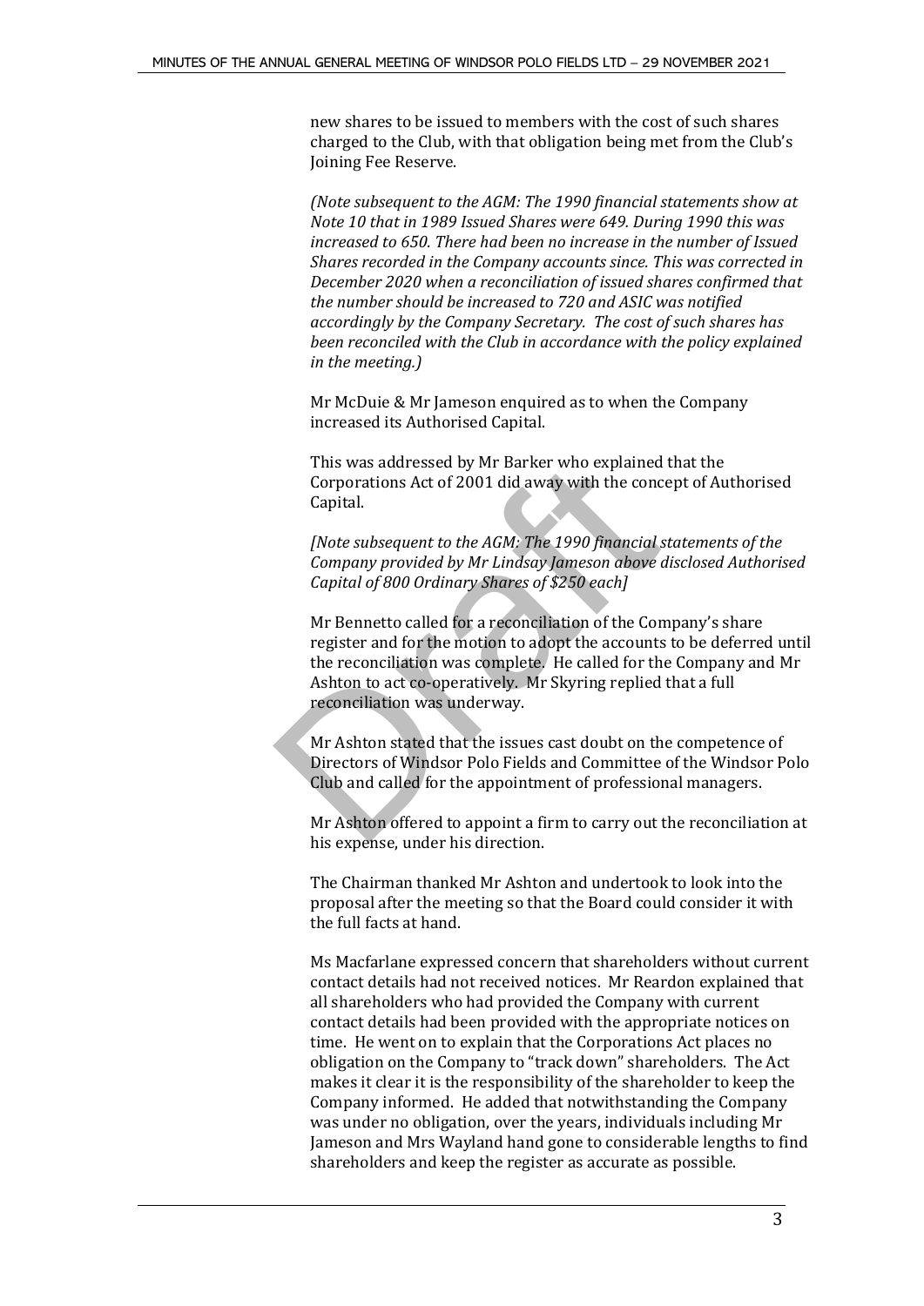new shares to be issued to members with the cost of such shares charged to the Club, with that obligation being met from the Club's Joining Fee Reserve.

*(Note subsequent to the AGM: The 1990 financial statements show at Note 10 that in 1989 Issued Shares were 649. During 1990 this was increased to 650. There had been no increase in the number of Issued Shares recorded in the Company accounts since. This was corrected in December 2020 when a reconciliation of issued shares confirmed that the number should be increased to 720 and ASIC was notified accordingly by the Company Secretary. The cost of such shares has been reconciled with the Club in accordance with the policy explained in the meeting.)*

Mr McDuie & Mr Jameson enquired as to when the Company increased its Authorised Capital.

This was addressed by Mr Barker who explained that the Corporations Act of 2001 did away with the concept of Authorised Capital.

*[Note subsequent to the AGM: The 1990 financial statements of the Company provided by Mr Lindsay Jameson above disclosed Authorised Capital of 800 Ordinary Shares of $250 each]*

Mr Bennetto called for a reconciliation of the Company's share register and for the motion to adopt the accounts to be deferred until the reconciliation was complete. He called for the Company and Mr Ashton to act co-operatively. Mr Skyring replied that a full reconciliation was underway.

Mr Ashton stated that the issues cast doubt on the competence of Directors of Windsor Polo Fields and Committee of the Windsor Polo Club and called for the appointment of professional managers.

Mr Ashton offered to appoint a firm to carry out the reconciliation at his expense, under his direction.

The Chairman thanked Mr Ashton and undertook to look into the proposal after the meeting so that the Board could consider it with the full facts at hand.

Ms Macfarlane expressed concern that shareholders without current contact details had not received notices. Mr Reardon explained that all shareholders who had provided the Company with current contact details had been provided with the appropriate notices on time. He went on to explain that the Corporations Act places no obligation on the Company to "track down" shareholders. The Act makes it clear it is the responsibility of the shareholder to keep the Company informed. He added that notwithstanding the Company was under no obligation, over the years, individuals including Mr Jameson and Mrs Wayland hand gone to considerable lengths to find shareholders and keep the register as accurate as possible.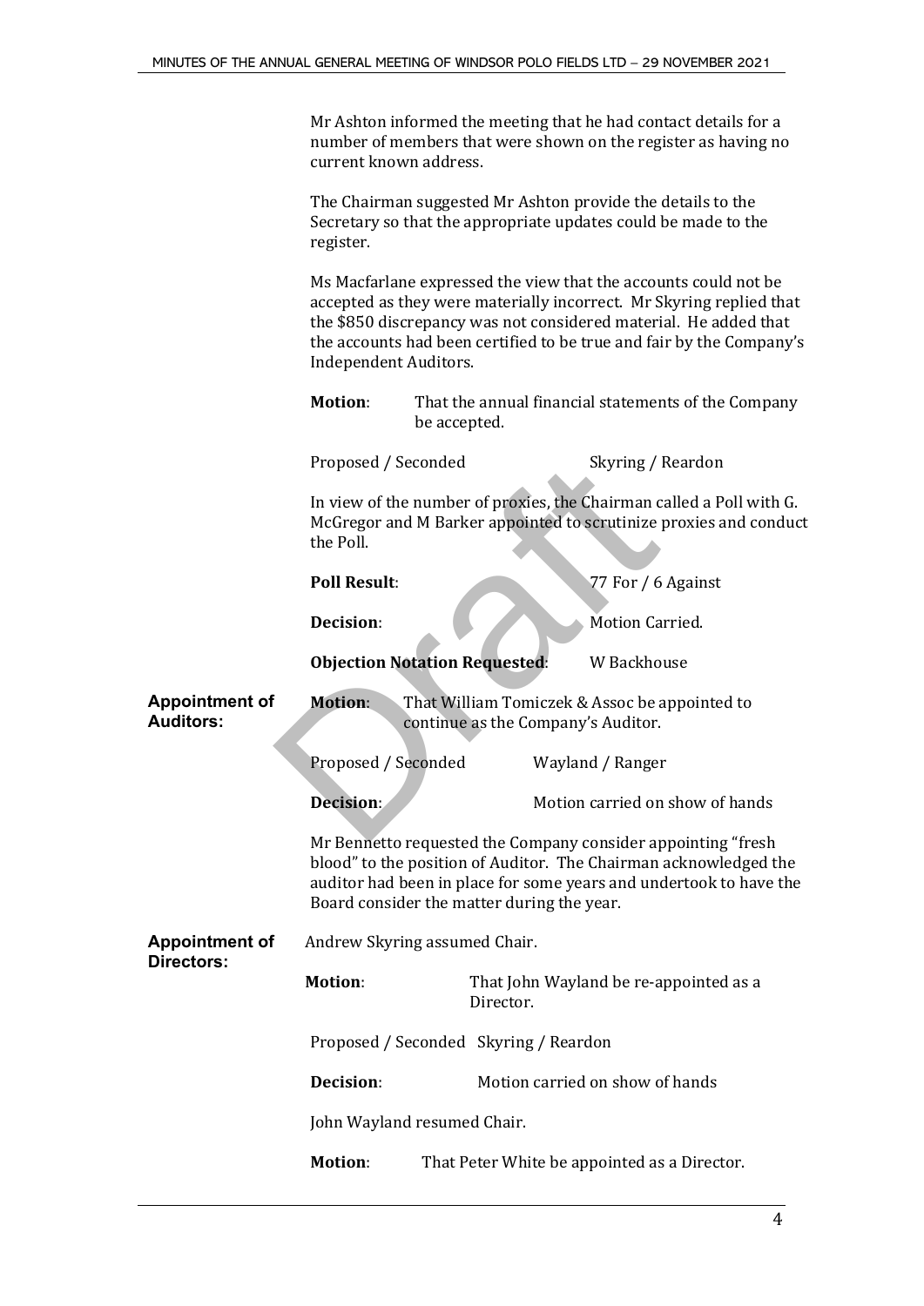Mr Ashton informed the meeting that he had contact details for a number of members that were shown on the register as having no current known address.

The Chairman suggested Mr Ashton provide the details to the Secretary so that the appropriate updates could be made to the register.

Ms Macfarlane expressed the view that the accounts could not be accepted as they were materially incorrect. Mr Skyring replied that the $850 discrepancy was not considered material. He added that the accounts had been certified to be true and fair by the Company's Independent Auditors.

**Motion**: That the annual financial statements of the Company be accepted.

Proposed / Seconded — Skyring / Reardon

In view of the number of proxies, the Chairman called a Poll with G. McGregor and M Barker appointed to scrutinize proxies and conduct the Poll.

**Poll Result**: 77 For / 6 Against

**Decision**: Motion Carried.

**Objection Notation Requested**: W Backhouse

**Appointment of Auditors:**

**Motion**: That William Tomiczek & Assoc be appointed to continue as the Company's Auditor.

Proposed / Seconded — Wayland / Ranger

**Decision**: Motion carried on show of hands

Mr Bennetto requested the Company consider appointing "fresh blood" to the position of Auditor. The Chairman acknowledged the auditor had been in place for some years and undertook to have the Board consider the matter during the year.

**Appointment of Directors:**

Andrew Skyring assumed Chair.

**Motion**: That John Wayland be re-appointed as a Director.

Proposed / Seconded — Skyring / Reardon

**Decision**: Motion carried on show of hands

John Wayland resumed Chair.

**Motion**: That Peter White be appointed as a Director.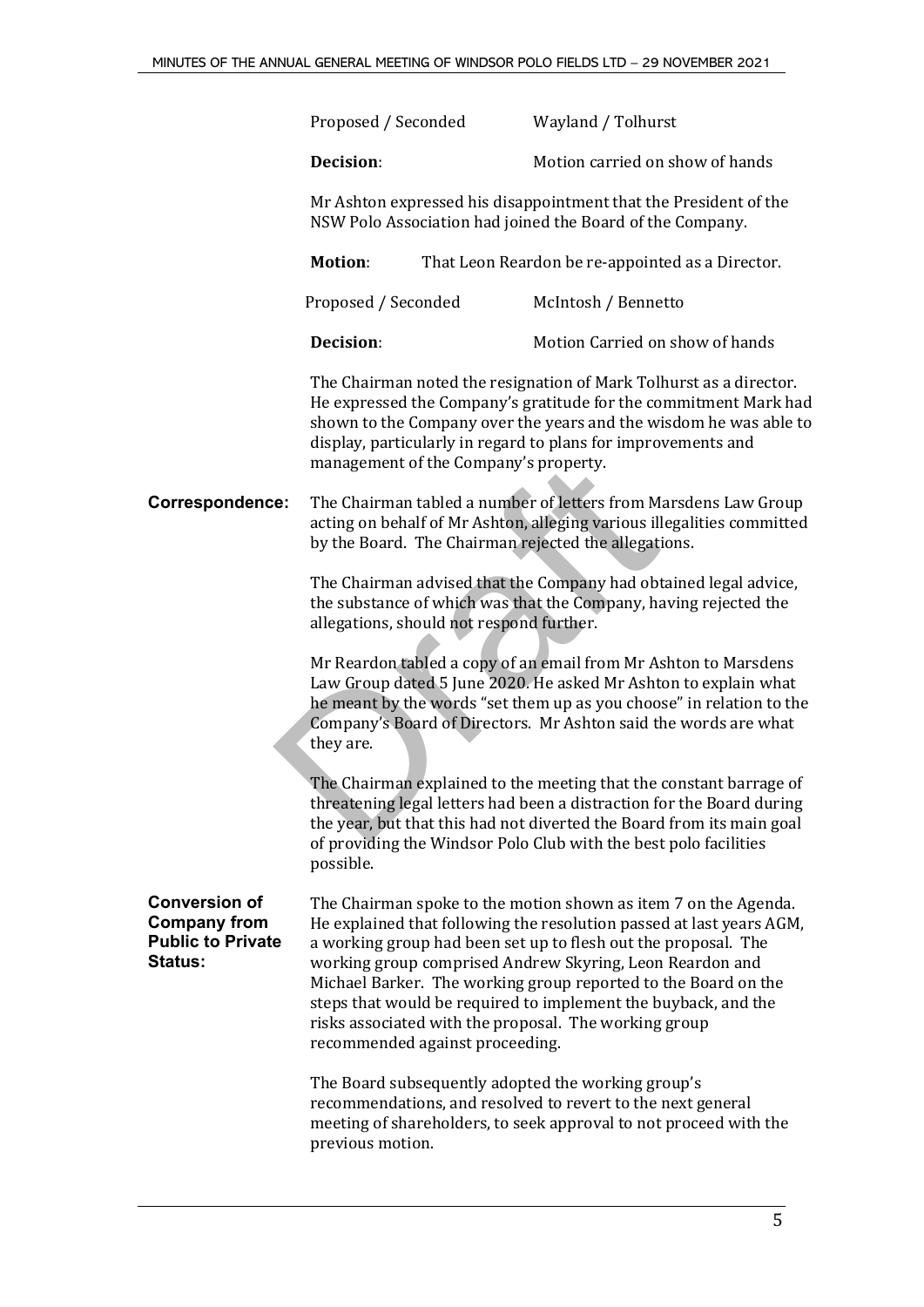| | |
|---|---|
| Proposed / Seconded | Wayland / Tolhurst |
| **Decision**: | Motion carried on show of hands |

Mr Ashton expressed his disappointment that the President of the NSW Polo Association had joined the Board of the Company.

**Motion**: That Leon Reardon be re-appointed as a Director.

| | |
|---|---|
| Proposed / Seconded | McIntosh / Bennetto |
| **Decision**: | Motion Carried on show of hands |

The Chairman noted the resignation of Mark Tolhurst as a director. He expressed the Company's gratitude for the commitment Mark had shown to the Company over the years and the wisdom he was able to display, particularly in regard to plans for improvements and management of the Company's property.

**Correspondence:**

The Chairman tabled a number of letters from Marsdens Law Group acting on behalf of Mr Ashton, alleging various illegalities committed by the Board. The Chairman rejected the allegations.

The Chairman advised that the Company had obtained legal advice, the substance of which was that the Company, having rejected the allegations, should not respond further.

Mr Reardon tabled a copy of an email from Mr Ashton to Marsdens Law Group dated 5 June 2020. He asked Mr Ashton to explain what he meant by the words "set them up as you choose" in relation to the Company's Board of Directors. Mr Ashton said the words are what they are.

The Chairman explained to the meeting that the constant barrage of threatening legal letters had been a distraction for the Board during the year, but that this had not diverted the Board from its main goal of providing the Windsor Polo Club with the best polo facilities possible.

**Conversion of Company from Public to Private Status:**

The Chairman spoke to the motion shown as item 7 on the Agenda. He explained that following the resolution passed at last years AGM, a working group had been set up to flesh out the proposal. The working group comprised Andrew Skyring, Leon Reardon and Michael Barker. The working group reported to the Board on the steps that would be required to implement the buyback, and the risks associated with the proposal. The working group recommended against proceeding.

The Board subsequently adopted the working group's recommendations, and resolved to revert to the next general meeting of shareholders, to seek approval to not proceed with the previous motion.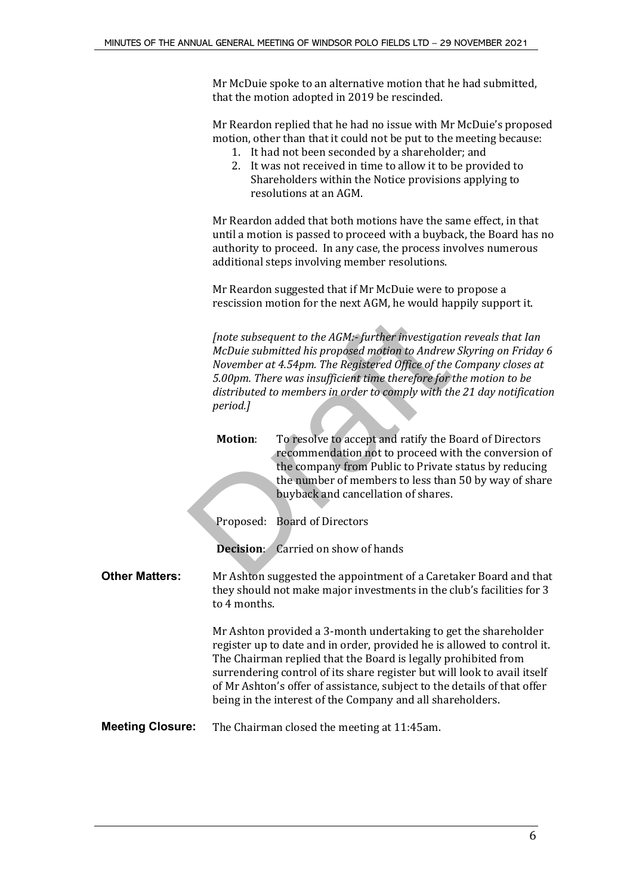Mr McDuie spoke to an alternative motion that he had submitted, that the motion adopted in 2019 be rescinded.

Mr Reardon replied that he had no issue with Mr McDuie's proposed motion, other than that it could not be put to the meeting because:

1. It had not been seconded by a shareholder; and
2. It was not received in time to allow it to be provided to Shareholders within the Notice provisions applying to resolutions at an AGM.

Mr Reardon added that both motions have the same effect, in that until a motion is passed to proceed with a buyback, the Board has no authority to proceed. In any case, the process involves numerous additional steps involving member resolutions.

Mr Reardon suggested that if Mr McDuie were to propose a rescission motion for the next AGM, he would happily support it.

*[note subsequent to the AGM:- further investigation reveals that Ian McDuie submitted his proposed motion to Andrew Skyring on Friday 6 November at 4.54pm. The Registered Office of the Company closes at 5.00pm. There was insufficient time therefore for the motion to be distributed to members in order to comply with the 21 day notification period.]*

**Motion**: To resolve to accept and ratify the Board of Directors recommendation not to proceed with the conversion of the company from Public to Private status by reducing the number of members to less than 50 by way of share buyback and cancellation of shares.

Proposed: Board of Directors

**Decision**: Carried on show of hands

**Other Matters:** Mr Ashton suggested the appointment of a Caretaker Board and that they should not make major investments in the club's facilities for 3 to 4 months.

Mr Ashton provided a 3-month undertaking to get the shareholder register up to date and in order, provided he is allowed to control it. The Chairman replied that the Board is legally prohibited from surrendering control of its share register but will look to avail itself of Mr Ashton's offer of assistance, subject to the details of that offer being in the interest of the Company and all shareholders.

**Meeting Closure:** The Chairman closed the meeting at 11:45am.